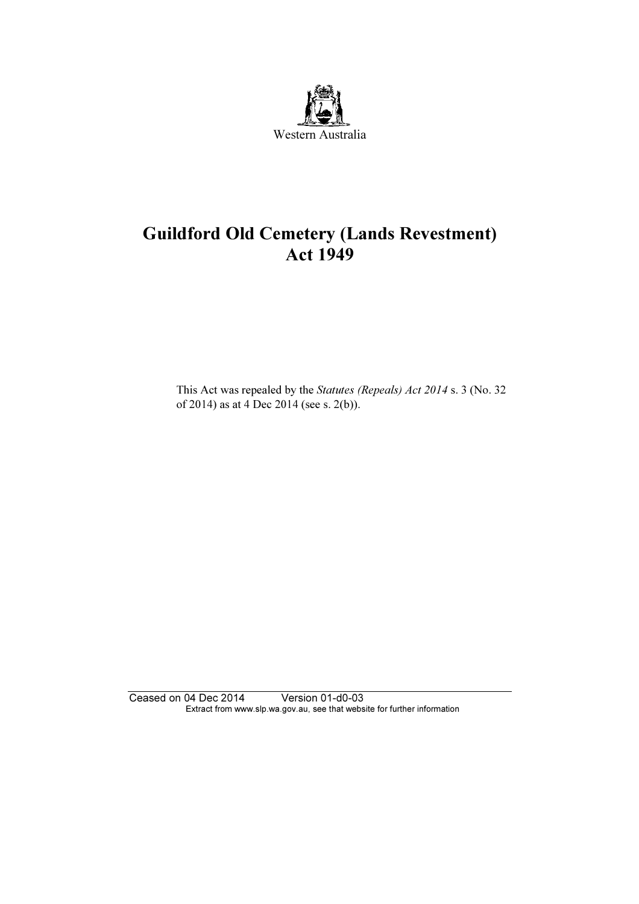Western Australia

# Guildford Old Cemetery (Lands Revestment) Act 1949

This Act was repealed by the *Statutes (Repeals) Act 2014* s. 3 (No. 32 of 2014) as at 4 Dec 2014 (see s. 2(b)).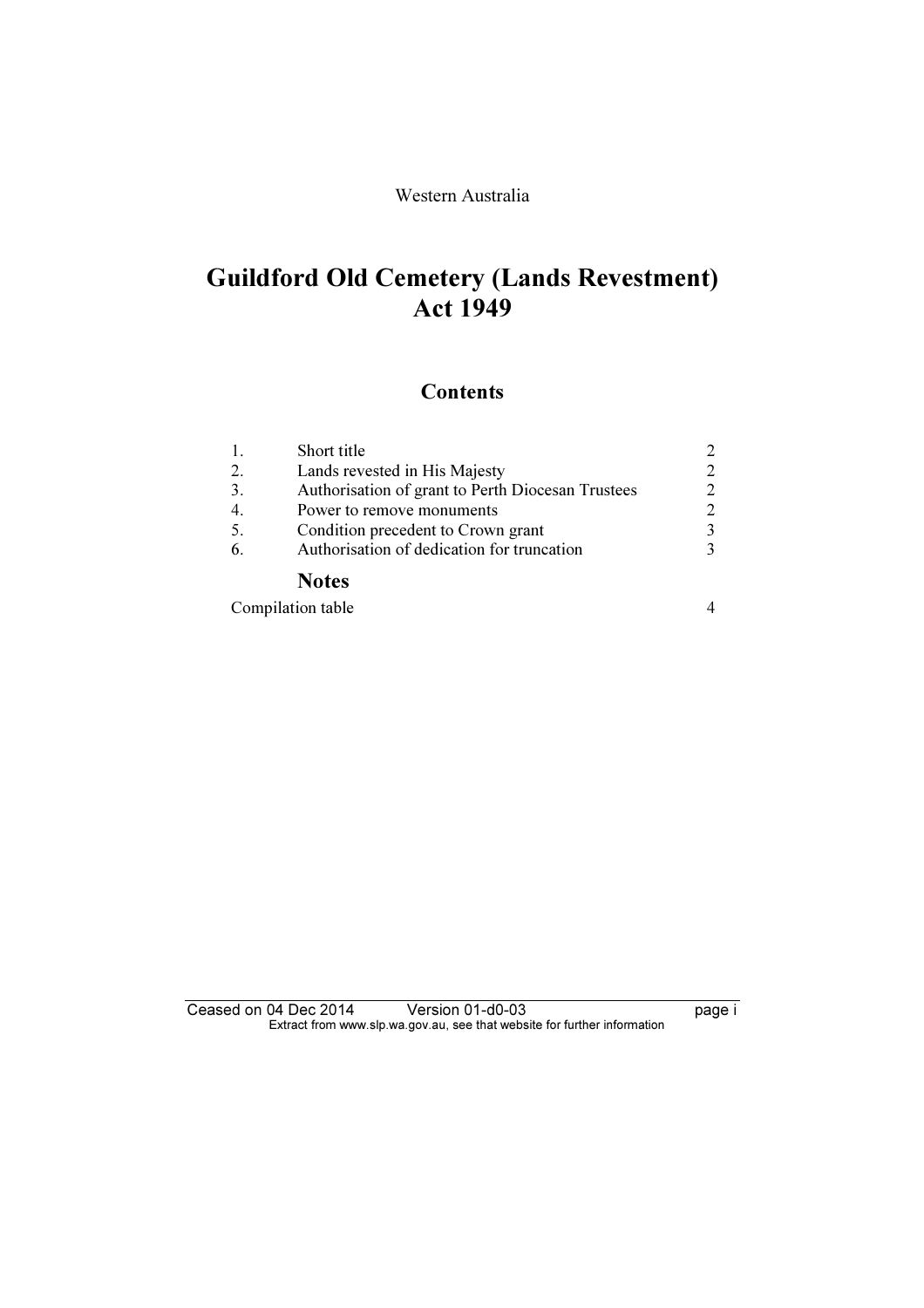Western Australia

# Guildford Old Cemetery (Lands Revestment) Act 1949

## Contents

| | | |
|---|---|---|
| 1. | Short title | 2 |
| 2. | Lands revested in His Majesty | 2 |
| 3. | Authorisation of grant to Perth Diocesan Trustees | 2 |
| 4. | Power to remove monuments | 2 |
| 5. | Condition precedent to Crown grant | 3 |
| 6. | Authorisation of dedication for truncation | 3 |

### Notes

| | |
|---|---|
| Compilation table | 4 |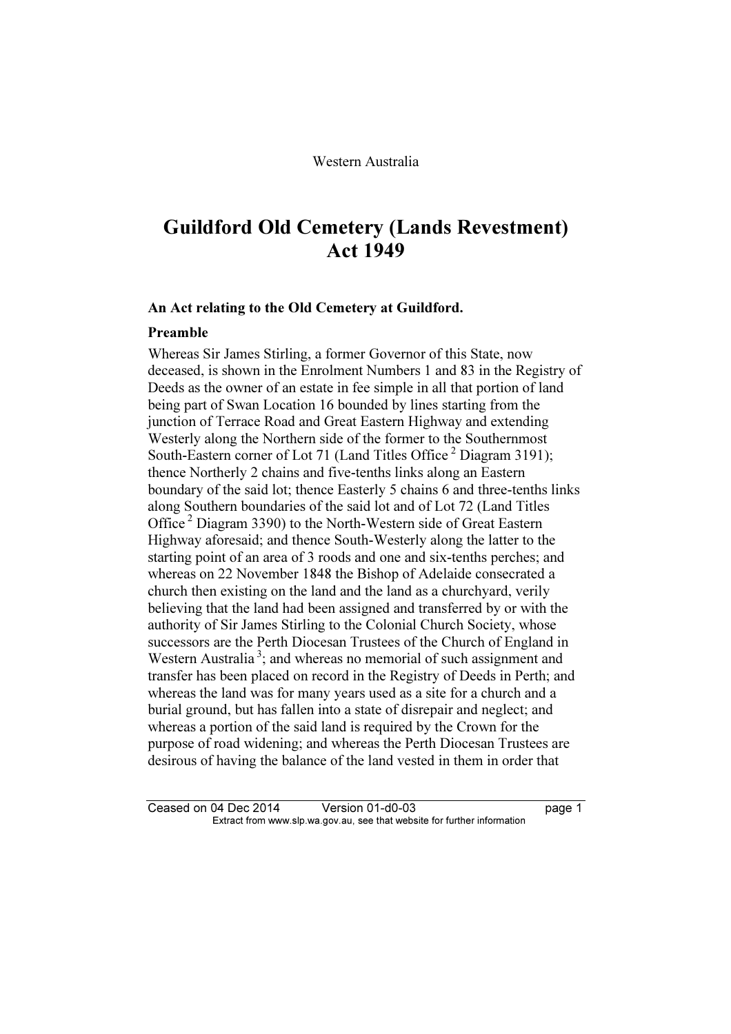Western Australia

# Guildford Old Cemetery (Lands Revestment) Act 1949

**An Act relating to the Old Cemetery at Guildford.**

**Preamble**

Whereas Sir James Stirling, a former Governor of this State, now deceased, is shown in the Enrolment Numbers 1 and 83 in the Registry of Deeds as the owner of an estate in fee simple in all that portion of land being part of Swan Location 16 bounded by lines starting from the junction of Terrace Road and Great Eastern Highway and extending Westerly along the Northern side of the former to the Southernmost South-Eastern corner of Lot 71 (Land Titles Office [2] Diagram 3191); thence Northerly 2 chains and five-tenths links along an Eastern boundary of the said lot; thence Easterly 5 chains 6 and three-tenths links along Southern boundaries of the said lot and of Lot 72 (Land Titles Office [2] Diagram 3390) to the North-Western side of Great Eastern Highway aforesaid; and thence South-Westerly along the latter to the starting point of an area of 3 roods and one and six-tenths perches; and whereas on 22 November 1848 the Bishop of Adelaide consecrated a church then existing on the land and the land as a churchyard, verily believing that the land had been assigned and transferred by or with the authority of Sir James Stirling to the Colonial Church Society, whose successors are the Perth Diocesan Trustees of the Church of England in Western Australia [3]; and whereas no memorial of such assignment and transfer has been placed on record in the Registry of Deeds in Perth; and whereas the land was for many years used as a site for a church and a burial ground, but has fallen into a state of disrepair and neglect; and whereas a portion of the said land is required by the Crown for the purpose of road widening; and whereas the Perth Diocesan Trustees are desirous of having the balance of the land vested in them in order that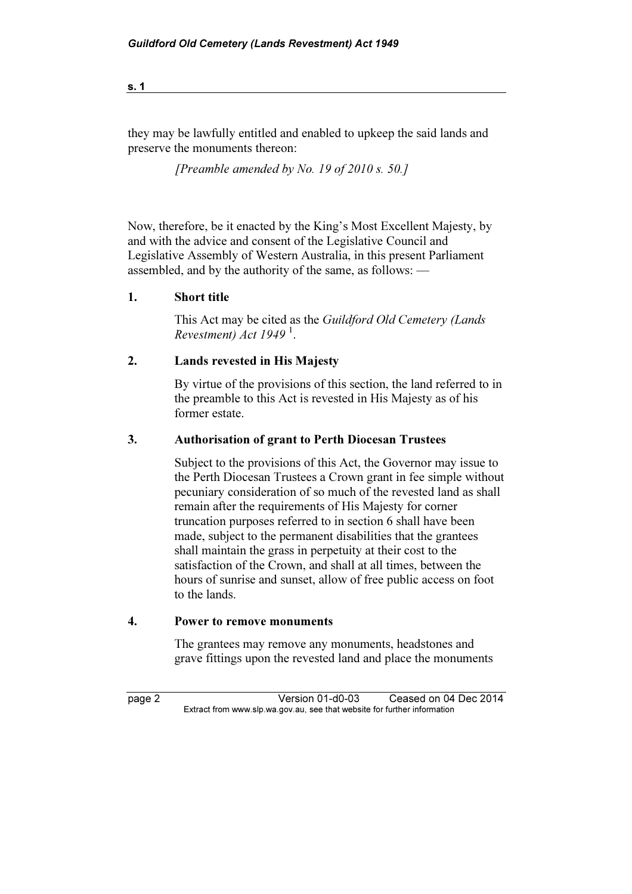they may be lawfully entitled and enabled to upkeep the said lands and preserve the monuments thereon:

*[Preamble amended by No. 19 of 2010 s. 50.]*

Now, therefore, be it enacted by the King's Most Excellent Majesty, by and with the advice and consent of the Legislative Council and Legislative Assembly of Western Australia, in this present Parliament assembled, and by the authority of the same, as follows: —

**1. Short title**

This Act may be cited as the *Guildford Old Cemetery (Lands Revestment) Act 1949* [1].

**2. Lands revested in His Majesty**

By virtue of the provisions of this section, the land referred to in the preamble to this Act is revested in His Majesty as of his former estate.

**3. Authorisation of grant to Perth Diocesan Trustees**

Subject to the provisions of this Act, the Governor may issue to the Perth Diocesan Trustees a Crown grant in fee simple without pecuniary consideration of so much of the revested land as shall remain after the requirements of His Majesty for corner truncation purposes referred to in section 6 shall have been made, subject to the permanent disabilities that the grantees shall maintain the grass in perpetuity at their cost to the satisfaction of the Crown, and shall at all times, between the hours of sunrise and sunset, allow of free public access on foot to the lands.

**4. Power to remove monuments**

The grantees may remove any monuments, headstones and grave fittings upon the revested land and place the monuments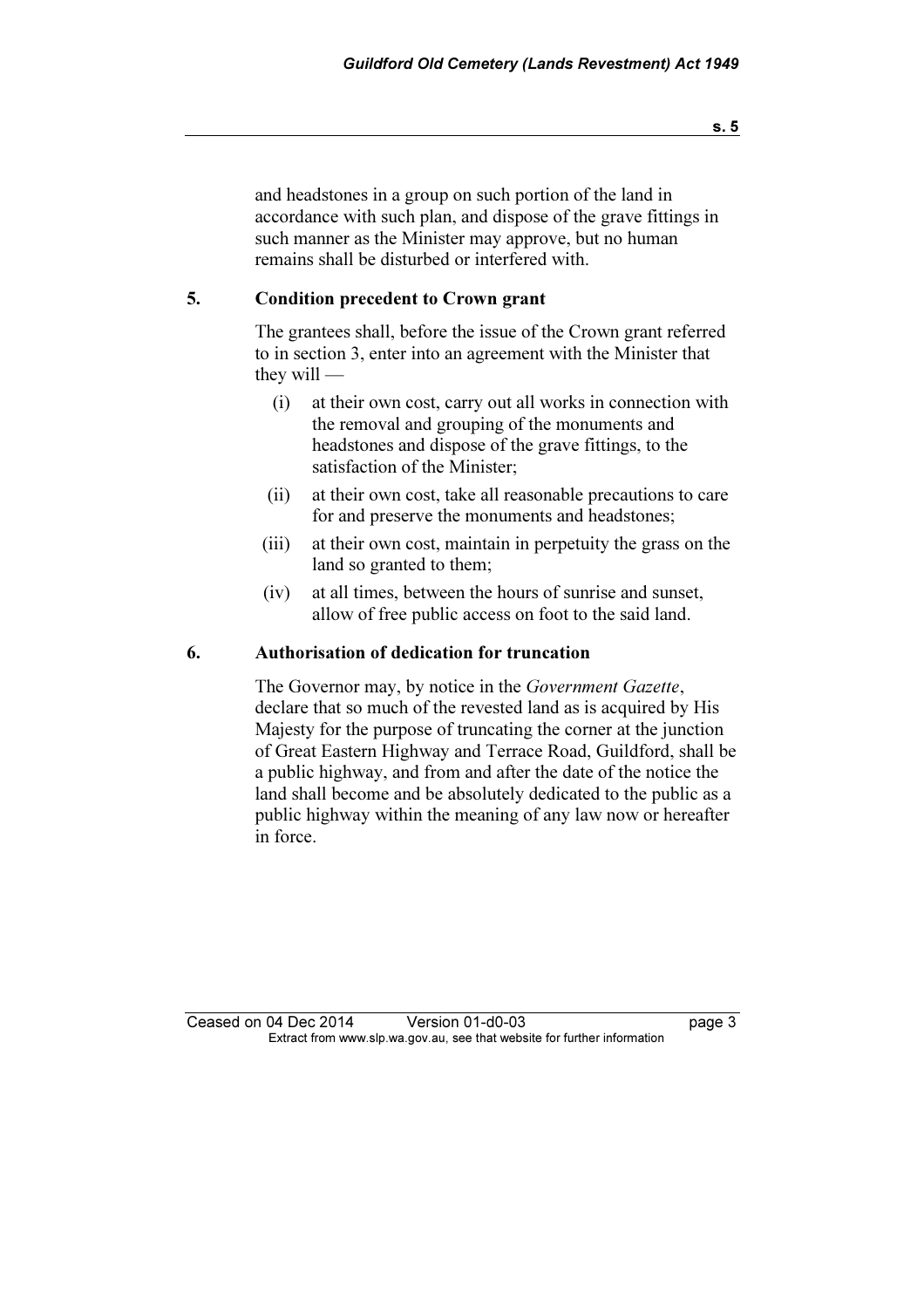and headstones in a group on such portion of the land in accordance with such plan, and dispose of the grave fittings in such manner as the Minister may approve, but no human remains shall be disturbed or interfered with.

## 5. Condition precedent to Crown grant

The grantees shall, before the issue of the Crown grant referred to in section 3, enter into an agreement with the Minister that they will —

- (i) at their own cost, carry out all works in connection with the removal and grouping of the monuments and headstones and dispose of the grave fittings, to the satisfaction of the Minister;
- (ii) at their own cost, take all reasonable precautions to care for and preserve the monuments and headstones;
- (iii) at their own cost, maintain in perpetuity the grass on the land so granted to them;
- (iv) at all times, between the hours of sunrise and sunset, allow of free public access on foot to the said land.

## 6. Authorisation of dedication for truncation

The Governor may, by notice in the *Government Gazette*, declare that so much of the revested land as is acquired by His Majesty for the purpose of truncating the corner at the junction of Great Eastern Highway and Terrace Road, Guildford, shall be a public highway, and from and after the date of the notice the land shall become and be absolutely dedicated to the public as a public highway within the meaning of any law now or hereafter in force.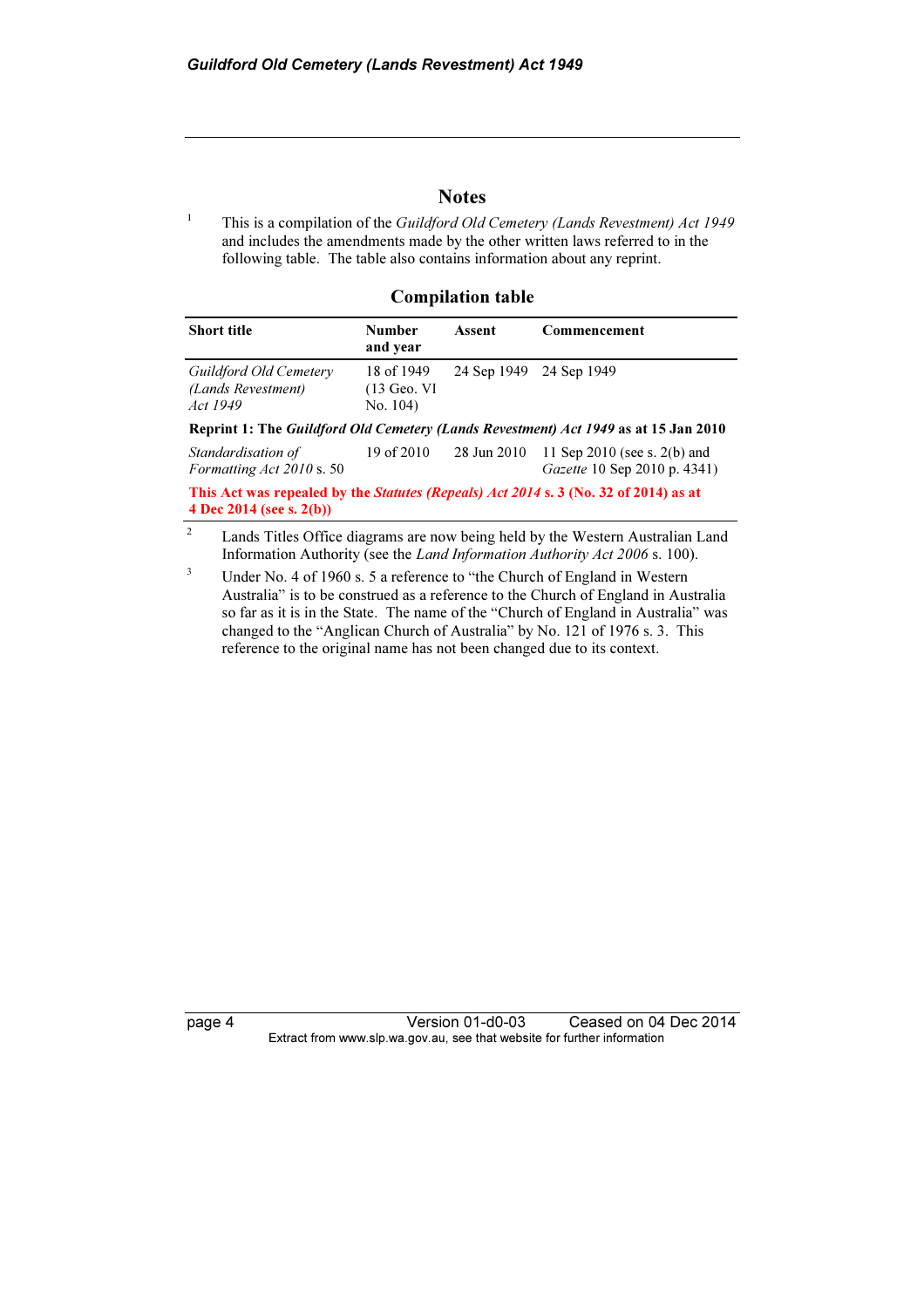## Notes

[1] This is a compilation of the *Guildford Old Cemetery (Lands Revestment) Act 1949* and includes the amendments made by the other written laws referred to in the following table. The table also contains information about any reprint.

### Compilation table

| Short title | Number and year | Assent | Commencement |
|---|---|---|---|
| *Guildford Old Cemetery (Lands Revestment) Act 1949* | 18 of 1949 (13 Geo. VI No. 104) | 24 Sep 1949 | 24 Sep 1949 |
| **Reprint 1: The *Guildford Old Cemetery (Lands Revestment) Act 1949* as at 15 Jan 2010** | | | |
| *Standardisation of Formatting Act 2010* s. 50 | 19 of 2010 | 28 Jun 2010 | 11 Sep 2010 (see s. 2(b) and *Gazette* 10 Sep 2010 p. 4341) |
| **This Act was repealed by the *Statutes (Repeals) Act 2014* s. 3 (No. 32 of 2014) as at 4 Dec 2014 (see s. 2(b))** | | | |

[2] Lands Titles Office diagrams are now being held by the Western Australian Land Information Authority (see the *Land Information Authority Act 2006* s. 100).

[3] Under No. 4 of 1960 s. 5 a reference to "the Church of England in Western Australia" is to be construed as a reference to the Church of England in Australia so far as it is in the State. The name of the "Church of England in Australia" was changed to the "Anglican Church of Australia" by No. 121 of 1976 s. 3. This reference to the original name has not been changed due to its context.